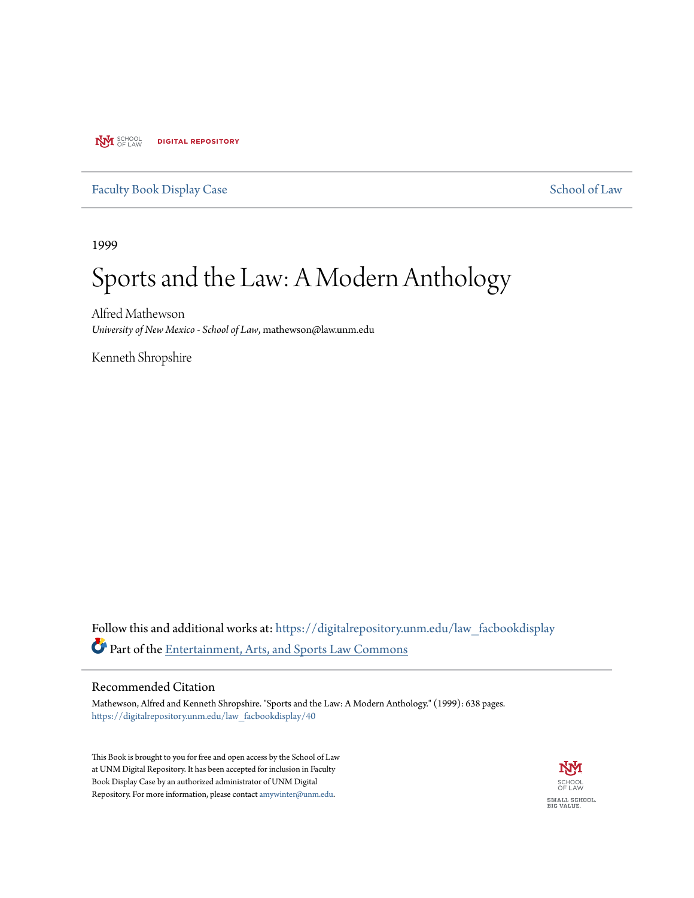UNM SCHOOL OF LAW DIGITAL REPOSITORY

Faculty Book Display Case | School of Law

1999

# Sports and the Law: A Modern Anthology

Alfred Mathewson
*University of New Mexico - School of Law*, mathewson@law.unm.edu

Kenneth Shropshire

Follow this and additional works at: https://digitalrepository.unm.edu/law_facbookdisplay

Part of the Entertainment, Arts, and Sports Law Commons

## Recommended Citation

Mathewson, Alfred and Kenneth Shropshire. "Sports and the Law: A Modern Anthology." (1999): 638 pages.
https://digitalrepository.unm.edu/law_facbookdisplay/40

This Book is brought to you for free and open access by the School of Law at UNM Digital Repository. It has been accepted for inclusion in Faculty Book Display Case by an authorized administrator of UNM Digital Repository. For more information, please contact amywinter@unm.edu.

UNM SCHOOL OF LAW
SMALL SCHOOL. BIG VALUE.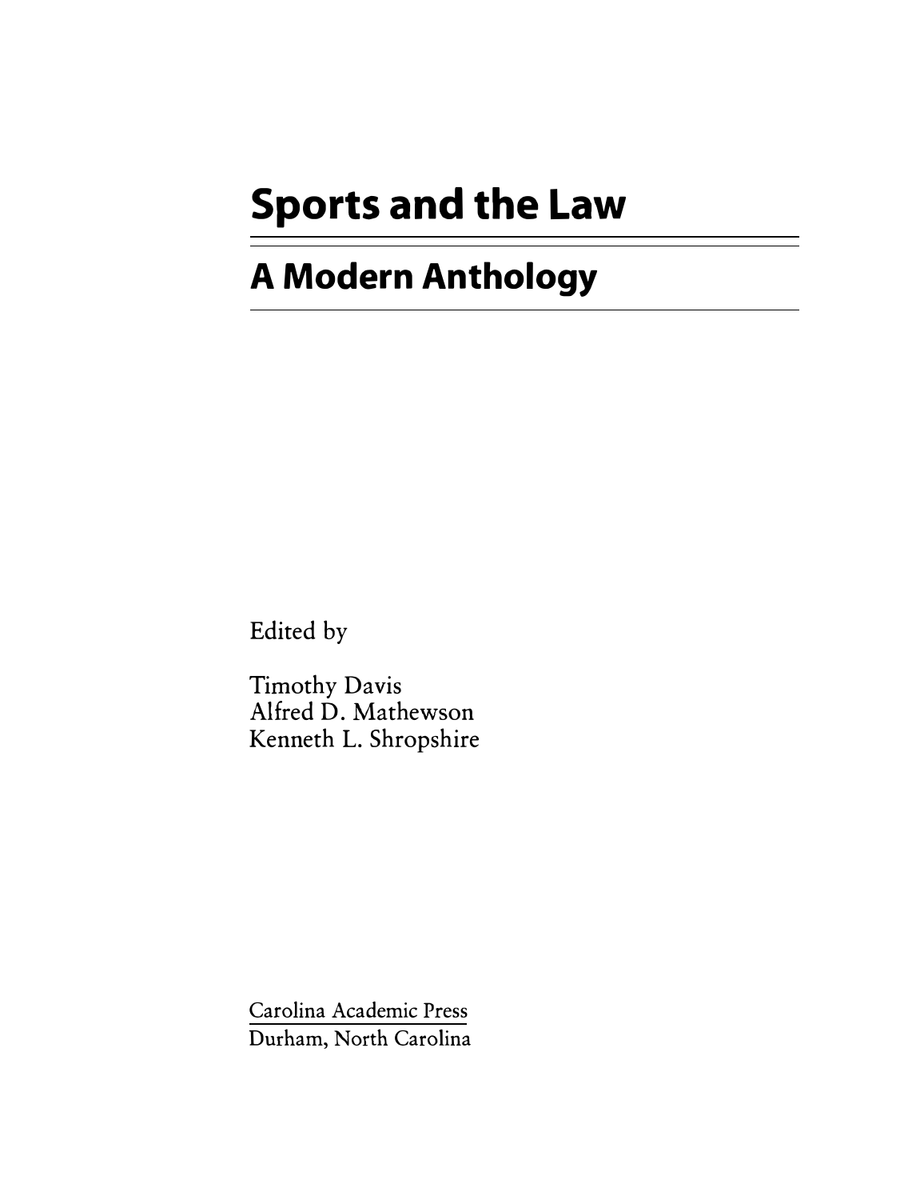# Sports and the Law

## A Modern Anthology

Edited by

Timothy Davis
Alfred D. Mathewson
Kenneth L. Shropshire

Carolina Academic Press
Durham, North Carolina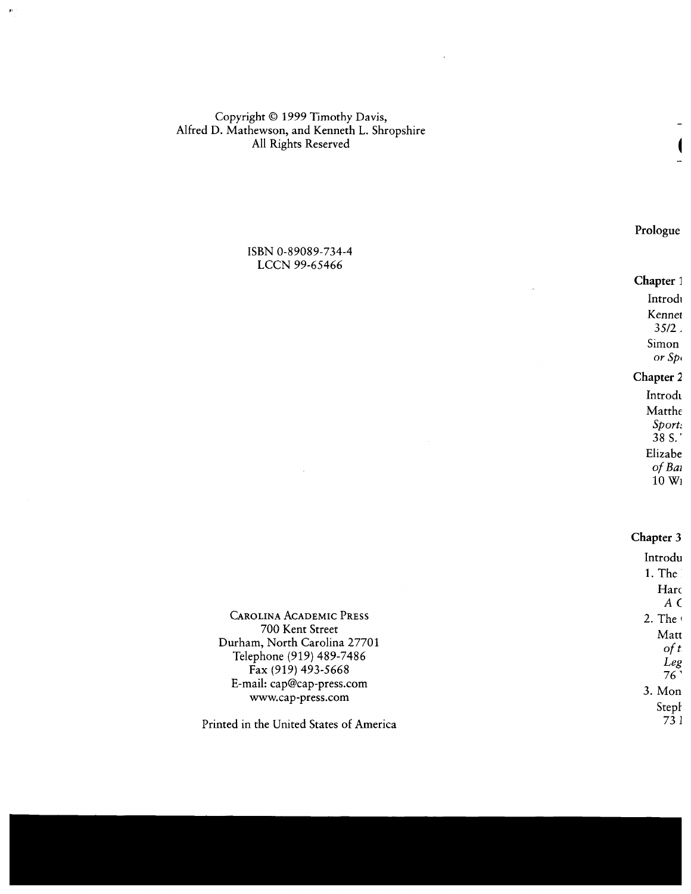Copyright © 1999 Timothy Davis,
Alfred D. Mathewson, and Kenneth L. Shropshire
All Rights Reserved

ISBN 0-89089-734-4
LCCN 99-65466

CAROLINA ACADEMIC PRESS
700 Kent Street
Durham, North Carolina 27701
Telephone (919) 489-7486
Fax (919) 493-5668
E-mail: cap@cap-press.com
www.cap-press.com

Printed in the United States of America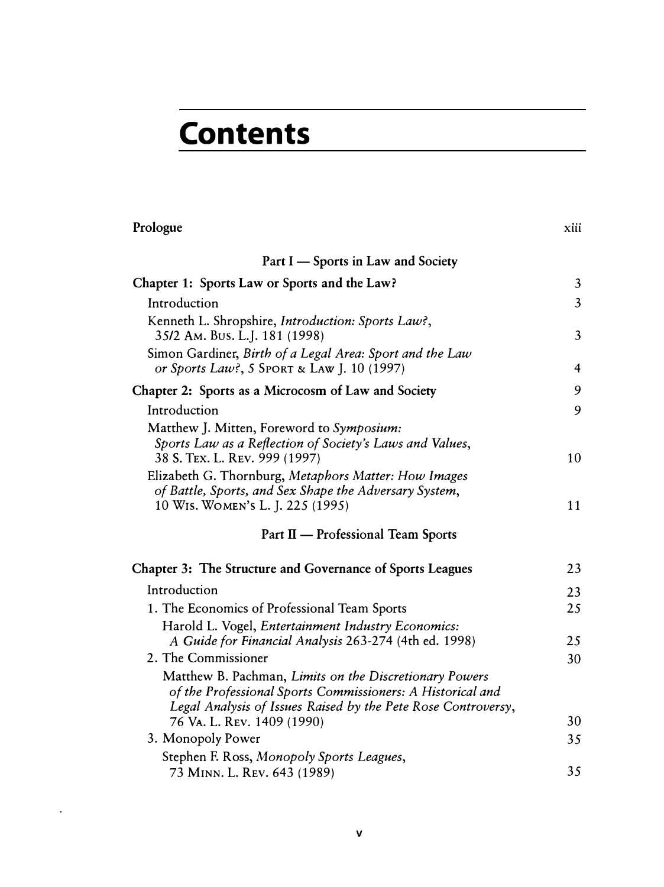# Contents

Prologue xiii

## Part I — Sports in Law and Society

**Chapter 1: Sports Law or Sports and the Law?** 3

- Introduction 3
- Kenneth L. Shropshire, *Introduction: Sports Law?*, 35/2 AM. BUS. L.J. 181 (1998) 3
- Simon Gardiner, *Birth of a Legal Area: Sport and the Law or Sports Law?*, 5 SPORT & LAW J. 10 (1997) 4

**Chapter 2: Sports as a Microcosm of Law and Society** 9

- Introduction 9
- Matthew J. Mitten, Foreword to *Symposium: Sports Law as a Reflection of Society's Laws and Values*, 38 S. TEX. L. REV. 999 (1997) 10
- Elizabeth G. Thornburg, *Metaphors Matter: How Images of Battle, Sports, and Sex Shape the Adversary System*, 10 WIS. WOMEN'S L. J. 225 (1995) 11

## Part II — Professional Team Sports

**Chapter 3: The Structure and Governance of Sports Leagues** 23

- Introduction 23
- 1. The Economics of Professional Team Sports 25
  - Harold L. Vogel, *Entertainment Industry Economics: A Guide for Financial Analysis* 263-274 (4th ed. 1998) 25
- 2. The Commissioner 30
  - Matthew B. Pachman, *Limits on the Discretionary Powers of the Professional Sports Commissioners: A Historical and Legal Analysis of Issues Raised by the Pete Rose Controversy*, 76 VA. L. REV. 1409 (1990) 30
- 3. Monopoly Power 35
  - Stephen F. Ross, *Monopoly Sports Leagues*, 73 MINN. L. REV. 643 (1989) 35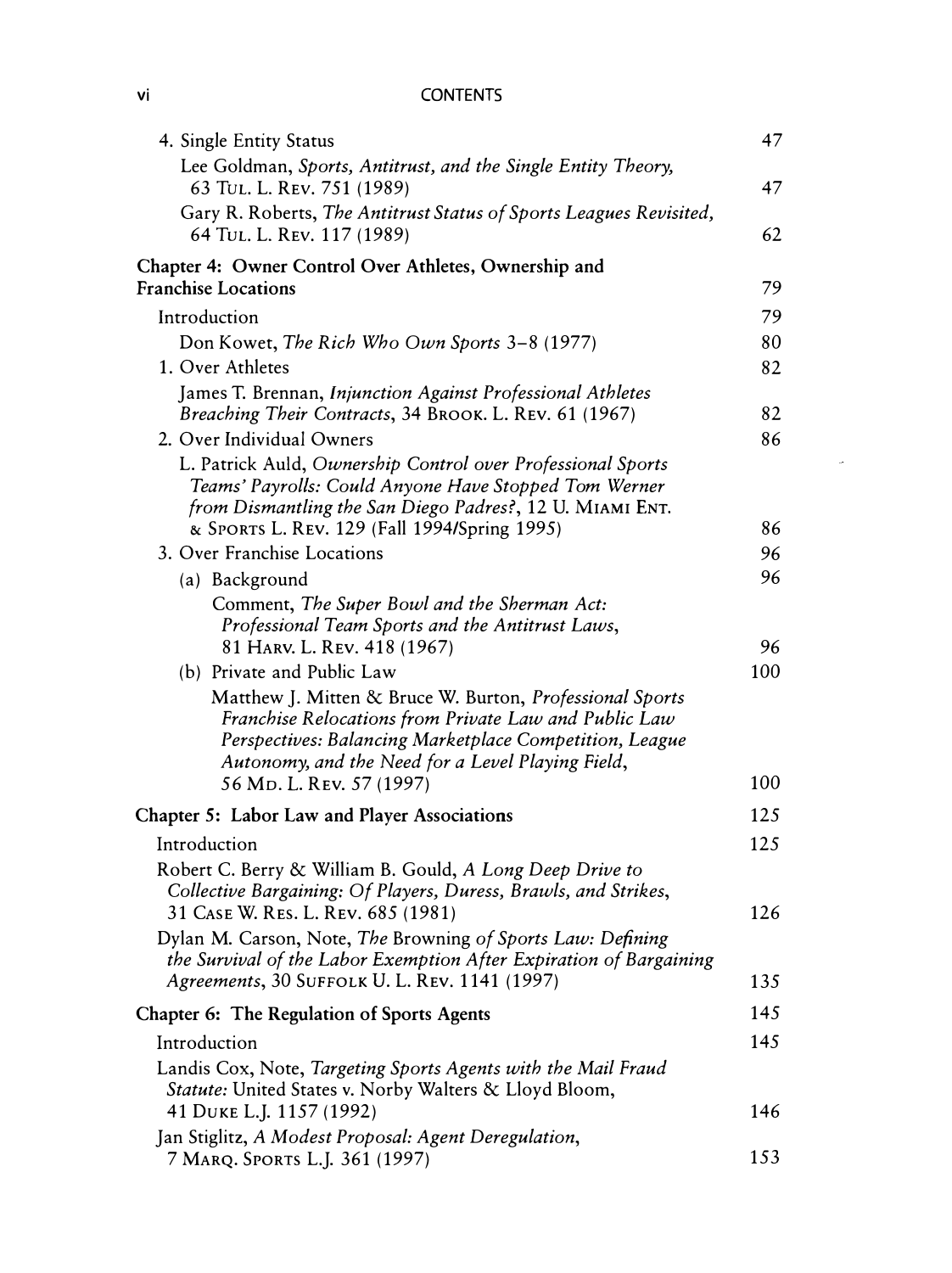4. Single Entity Status 47

Lee Goldman, *Sports, Antitrust, and the Single Entity Theory,* 63 TUL. L. REV. 751 (1989) 47

Gary R. Roberts, *The Antitrust Status of Sports Leagues Revisited,* 64 TUL. L. REV. 117 (1989) 62

**Chapter 4: Owner Control Over Athletes, Ownership and Franchise Locations** 79

Introduction 79

Don Kowet, *The Rich Who Own Sports* 3–8 (1977) 80

1. Over Athletes 82

James T. Brennan, *Injunction Against Professional Athletes Breaching Their Contracts,* 34 BROOK. L. REV. 61 (1967) 82

2. Over Individual Owners 86

L. Patrick Auld, *Ownership Control over Professional Sports Teams' Payrolls: Could Anyone Have Stopped Tom Werner from Dismantling the San Diego Padres?,* 12 U. MIAMI ENT. & SPORTS L. REV. 129 (Fall 1994/Spring 1995) 86

3. Over Franchise Locations 96

(a) Background 96

Comment, *The Super Bowl and the Sherman Act: Professional Team Sports and the Antitrust Laws,* 81 HARV. L. REV. 418 (1967) 96

(b) Private and Public Law 100

Matthew J. Mitten & Bruce W. Burton, *Professional Sports Franchise Relocations from Private Law and Public Law Perspectives: Balancing Marketplace Competition, League Autonomy, and the Need for a Level Playing Field,* 56 MD. L. REV. 57 (1997) 100

**Chapter 5: Labor Law and Player Associations** 125

Introduction 125

Robert C. Berry & William B. Gould, *A Long Deep Drive to Collective Bargaining: Of Players, Duress, Brawls, and Strikes,* 31 CASE W. RES. L. REV. 685 (1981) 126

Dylan M. Carson, Note, *The* Browning *of Sports Law: Defining the Survival of the Labor Exemption After Expiration of Bargaining Agreements,* 30 SUFFOLK U. L. REV. 1141 (1997) 135

**Chapter 6: The Regulation of Sports Agents** 145

Introduction 145

Landis Cox, Note, *Targeting Sports Agents with the Mail Fraud Statute:* United States v. Norby Walters & Lloyd Bloom, 41 DUKE L.J. 1157 (1992) 146

Jan Stiglitz, *A Modest Proposal: Agent Deregulation,* 7 MARQ. SPORTS L.J. 361 (1997) 153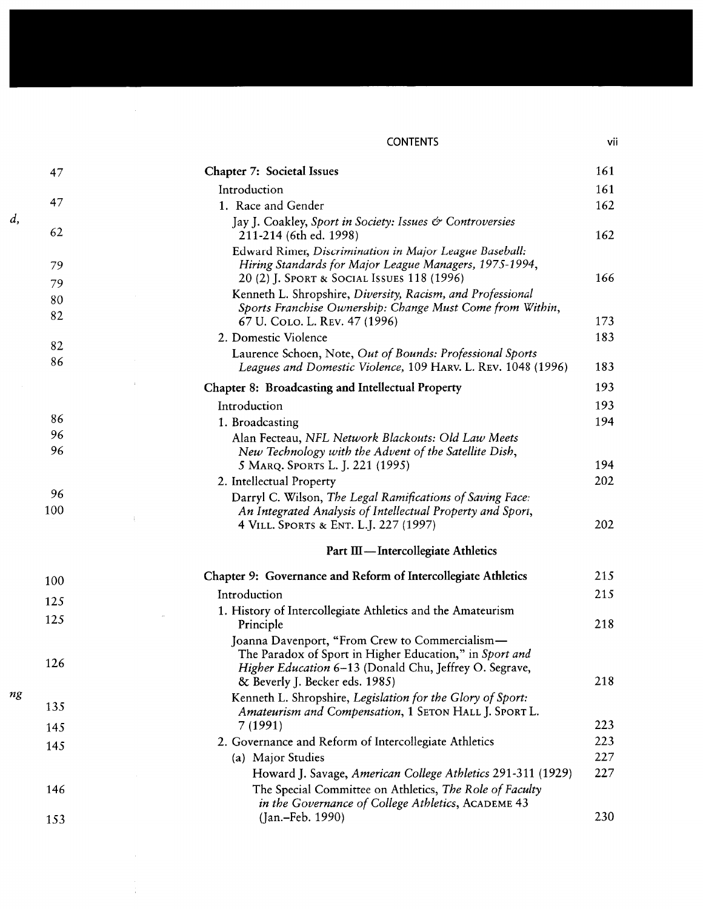| | |
|---|---|
| **Chapter 7: Societal Issues** | 161 |
| Introduction | 161 |
| 1. Race and Gender | 162 |
| Jay J. Coakley, *Sport in Society: Issues & Controversies* 211-214 (6th ed. 1998) | 162 |
| Edward Rimer, *Discrimination in Major League Baseball: Hiring Standards for Major League Managers, 1975-1994*, 20 (2) J. SPORT & SOCIAL ISSUES 118 (1996) | 166 |
| Kenneth L. Shropshire, *Diversity, Racism, and Professional Sports Franchise Ownership: Change Must Come from Within*, 67 U. COLO. L. REV. 47 (1996) | 173 |
| 2. Domestic Violence | 183 |
| Laurence Schoen, Note, *Out of Bounds: Professional Sports Leagues and Domestic Violence*, 109 HARV. L. REV. 1048 (1996) | 183 |
| **Chapter 8: Broadcasting and Intellectual Property** | 193 |
| Introduction | 193 |
| 1. Broadcasting | 194 |
| Alan Fecteau, *NFL Network Blackouts: Old Law Meets New Technology with the Advent of the Satellite Dish*, 5 MARQ. SPORTS L. J. 221 (1995) | 194 |
| 2. Intellectual Property | 202 |
| Darryl C. Wilson, *The Legal Ramifications of Saving Face: An Integrated Analysis of Intellectual Property and Sport*, 4 VILL. SPORTS & ENT. L.J. 227 (1997) | 202 |
| **Part III — Intercollegiate Athletics** | |
| **Chapter 9: Governance and Reform of Intercollegiate Athletics** | 215 |
| Introduction | 215 |
| 1. History of Intercollegiate Athletics and the Amateurism Principle | 218 |
| Joanna Davenport, "From Crew to Commercialism— The Paradox of Sport in Higher Education," in *Sport and Higher Education* 6–13 (Donald Chu, Jeffrey O. Segrave, & Beverly J. Becker eds. 1985) | 218 |
| Kenneth L. Shropshire, *Legislation for the Glory of Sport: Amateurism and Compensation*, 1 SETON HALL J. SPORT L. 7 (1991) | 223 |
| 2. Governance and Reform of Intercollegiate Athletics | 223 |
| (a) Major Studies | 227 |
| Howard J. Savage, *American College Athletics* 291-311 (1929) | 227 |
| The Special Committee on Athletics, *The Role of Faculty in the Governance of College Athletics*, ACADEME 43 (Jan.–Feb. 1990) | 230 |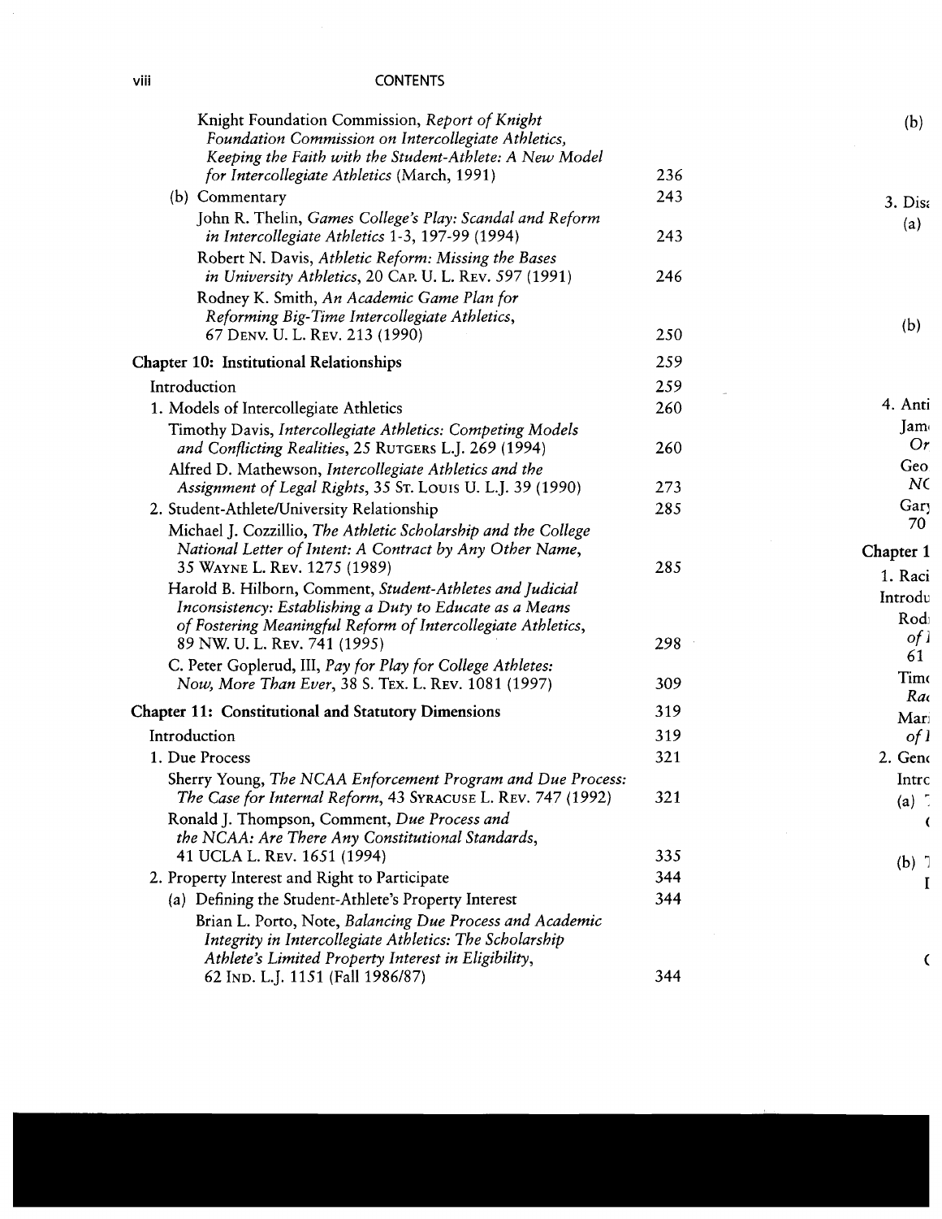Knight Foundation Commission, *Report of Knight Foundation Commission on Intercollegiate Athletics, Keeping the Faith with the Student-Athlete: A New Model for Intercollegiate Athletics* (March, 1991) 236

(b) Commentary 243

John R. Thelin, *Games College's Play: Scandal and Reform in Intercollegiate Athletics* 1-3, 197-99 (1994) 243

Robert N. Davis, *Athletic Reform: Missing the Bases in University Athletics*, 20 CAP. U. L. REV. 597 (1991) 246

Rodney K. Smith, *An Academic Game Plan for Reforming Big-Time Intercollegiate Athletics*, 67 DENV. U. L. REV. 213 (1990) 250

**Chapter 10: Institutional Relationships** 259

Introduction 259

1. Models of Intercollegiate Athletics 260

Timothy Davis, *Intercollegiate Athletics: Competing Models and Conflicting Realities*, 25 RUTGERS L.J. 269 (1994) 260

Alfred D. Mathewson, *Intercollegiate Athletics and the Assignment of Legal Rights*, 35 ST. LOUIS U. L.J. 39 (1990) 273

2. Student-Athlete/University Relationship 285

Michael J. Cozzillio, *The Athletic Scholarship and the College National Letter of Intent: A Contract by Any Other Name*, 35 WAYNE L. REV. 1275 (1989) 285

Harold B. Hilborn, Comment, *Student-Athletes and Judicial Inconsistency: Establishing a Duty to Educate as a Means of Fostering Meaningful Reform of Intercollegiate Athletics*, 89 NW. U. L. REV. 741 (1995) 298

C. Peter Goplerud, III, *Pay for Play for College Athletes: Now, More Than Ever*, 38 S. TEX. L. REV. 1081 (1997) 309

**Chapter 11: Constitutional and Statutory Dimensions** 319

Introduction 319

1. Due Process 321

Sherry Young, *The NCAA Enforcement Program and Due Process: The Case for Internal Reform*, 43 SYRACUSE L. REV. 747 (1992) 321

Ronald J. Thompson, Comment, *Due Process and the NCAA: Are There Any Constitutional Standards*, 41 UCLA L. REV. 1651 (1994) 335

2. Property Interest and Right to Participate 344

(a) Defining the Student-Athlete's Property Interest 344

Brian L. Porto, Note, *Balancing Due Process and Academic Integrity in Intercollegiate Athletics: The Scholarship Athlete's Limited Property Interest in Eligibility*, 62 IND. L.J. 1151 (Fall 1986/87) 344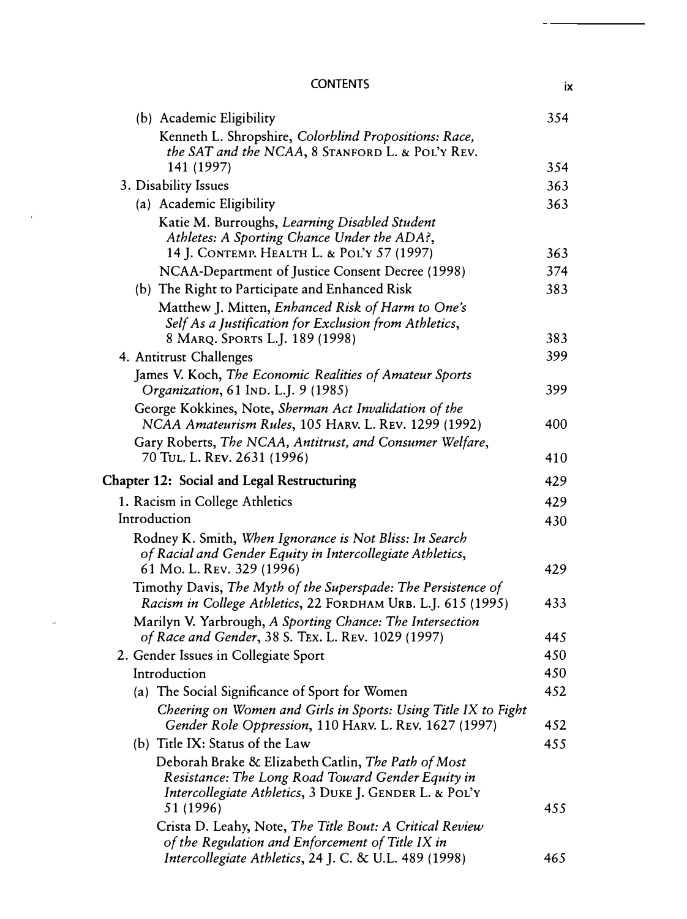(b) Academic Eligibility 354

Kenneth L. Shropshire, *Colorblind Propositions: Race, the SAT and the NCAA*, 8 STANFORD L. & POL'Y REV. 141 (1997) 354

3. Disability Issues 363

(a) Academic Eligibility 363

Katie M. Burroughs, *Learning Disabled Student Athletes: A Sporting Chance Under the ADA?*, 14 J. CONTEMP. HEALTH L. & POL'Y 57 (1997) 363

NCAA-Department of Justice Consent Decree (1998) 374

(b) The Right to Participate and Enhanced Risk 383

Matthew J. Mitten, *Enhanced Risk of Harm to One's Self As a Justification for Exclusion from Athletics*, 8 MARQ. SPORTS L.J. 189 (1998) 383

4. Antitrust Challenges 399

James V. Koch, *The Economic Realities of Amateur Sports Organization*, 61 IND. L.J. 9 (1985) 399

George Kokkines, Note, *Sherman Act Invalidation of the NCAA Amateurism Rules*, 105 HARV. L. REV. 1299 (1992) 400

Gary Roberts, *The NCAA, Antitrust, and Consumer Welfare*, 70 TUL. L. REV. 2631 (1996) 410

**Chapter 12: Social and Legal Restructuring** 429

1. Racism in College Athletics 429

Introduction 430

Rodney K. Smith, *When Ignorance is Not Bliss: In Search of Racial and Gender Equity in Intercollegiate Athletics*, 61 MO. L. REV. 329 (1996) 429

Timothy Davis, *The Myth of the Superspade: The Persistence of Racism in College Athletics*, 22 FORDHAM URB. L.J. 615 (1995) 433

Marilyn V. Yarbrough, *A Sporting Chance: The Intersection of Race and Gender*, 38 S. TEX. L. REV. 1029 (1997) 445

2. Gender Issues in Collegiate Sport 450

Introduction 450

(a) The Social Significance of Sport for Women 452

*Cheering on Women and Girls in Sports: Using Title IX to Fight Gender Role Oppression*, 110 HARV. L. REV. 1627 (1997) 452

(b) Title IX: Status of the Law 455

Deborah Brake & Elizabeth Catlin, *The Path of Most Resistance: The Long Road Toward Gender Equity in Intercollegiate Athletics*, 3 DUKE J. GENDER L. & POL'Y 51 (1996) 455

Crista D. Leahy, Note, *The Title Bout: A Critical Review of the Regulation and Enforcement of Title IX in Intercollegiate Athletics*, 24 J. C. & U.L. 489 (1998) 465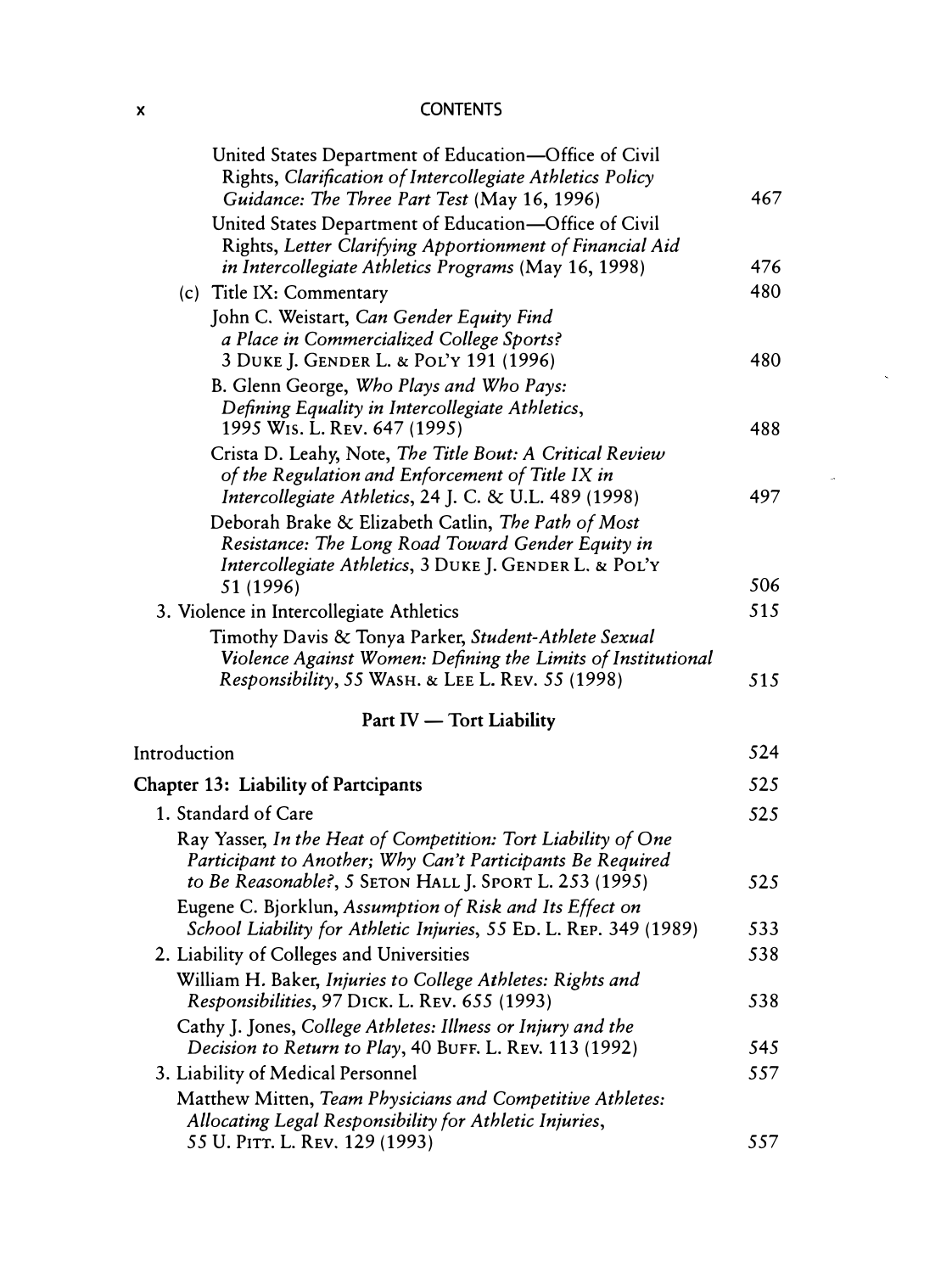United States Department of Education—Office of Civil Rights, *Clarification of Intercollegiate Athletics Policy Guidance: The Three Part Test* (May 16, 1996) 467

United States Department of Education—Office of Civil Rights, *Letter Clarifying Apportionment of Financial Aid in Intercollegiate Athletics Programs* (May 16, 1998) 476

(c) Title IX: Commentary 480

John C. Weistart, *Can Gender Equity Find a Place in Commercialized College Sports?* 3 DUKE J. GENDER L. & POL'Y 191 (1996) 480

B. Glenn George, *Who Plays and Who Pays: Defining Equality in Intercollegiate Athletics*, 1995 WIS. L. REV. 647 (1995) 488

Crista D. Leahy, Note, *The Title Bout: A Critical Review of the Regulation and Enforcement of Title IX in Intercollegiate Athletics*, 24 J. C. & U.L. 489 (1998) 497

Deborah Brake & Elizabeth Catlin, *The Path of Most Resistance: The Long Road Toward Gender Equity in Intercollegiate Athletics*, 3 DUKE J. GENDER L. & POL'Y 51 (1996) 506

3. Violence in Intercollegiate Athletics 515

Timothy Davis & Tonya Parker, *Student-Athlete Sexual Violence Against Women: Defining the Limits of Institutional Responsibility*, 55 WASH. & LEE L. REV. 55 (1998) 515

## Part IV — Tort Liability

Introduction 524

**Chapter 13: Liability of Partcipants** 525

1. Standard of Care 525

Ray Yasser, *In the Heat of Competition: Tort Liability of One Participant to Another; Why Can't Participants Be Required to Be Reasonable?*, 5 SETON HALL J. SPORT L. 253 (1995) 525

Eugene C. Bjorklun, *Assumption of Risk and Its Effect on School Liability for Athletic Injuries*, 55 ED. L. REP. 349 (1989) 533

2. Liability of Colleges and Universities 538

William H. Baker, *Injuries to College Athletes: Rights and Responsibilities*, 97 DICK. L. REV. 655 (1993) 538

Cathy J. Jones, *College Athletes: Illness or Injury and the Decision to Return to Play*, 40 BUFF. L. REV. 113 (1992) 545

3. Liability of Medical Personnel 557

Matthew Mitten, *Team Physicians and Competitive Athletes: Allocating Legal Responsibility for Athletic Injuries*, 55 U. PITT. L. REV. 129 (1993) 557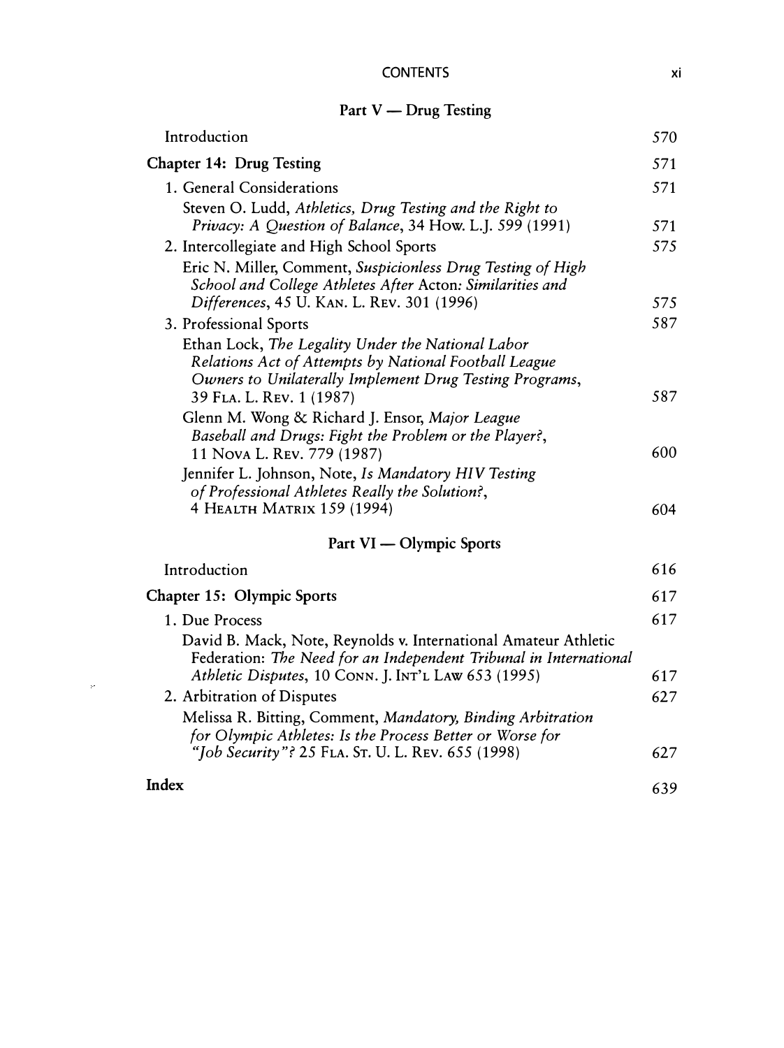## Part V — Drug Testing

| | |
|---|---|
| Introduction | 570 |
| **Chapter 14: Drug Testing** | 571 |
| 1. General Considerations | 571 |
| Steven O. Ludd, *Athletics, Drug Testing and the Right to Privacy: A Question of Balance*, 34 How. L.J. 599 (1991) | 571 |
| 2. Intercollegiate and High School Sports | 575 |
| Eric N. Miller, Comment, *Suspicionless Drug Testing of High School and College Athletes After* Acton*: Similarities and Differences*, 45 U. Kan. L. Rev. 301 (1996) | 575 |
| 3. Professional Sports | 587 |
| Ethan Lock, *The Legality Under the National Labor Relations Act of Attempts by National Football League Owners to Unilaterally Implement Drug Testing Programs*, 39 Fla. L. Rev. 1 (1987) | 587 |
| Glenn M. Wong & Richard J. Ensor, *Major League Baseball and Drugs: Fight the Problem or the Player?*, 11 Nova L. Rev. 779 (1987) | 600 |
| Jennifer L. Johnson, Note, *Is Mandatory HIV Testing of Professional Athletes Really the Solution?*, 4 Health Matrix 159 (1994) | 604 |

## Part VI — Olympic Sports

| | |
|---|---|
| Introduction | 616 |
| **Chapter 15: Olympic Sports** | 617 |
| 1. Due Process | 617 |
| David B. Mack, Note, Reynolds v. International Amateur Athletic Federation: *The Need for an Independent Tribunal in International Athletic Disputes*, 10 Conn. J. Int'l Law 653 (1995) | 617 |
| 2. Arbitration of Disputes | 627 |
| Melissa R. Bitting, Comment, *Mandatory, Binding Arbitration for Olympic Athletes: Is the Process Better or Worse for "Job Security"?* 25 Fla. St. U. L. Rev. 655 (1998) | 627 |
| **Index** | 639 |